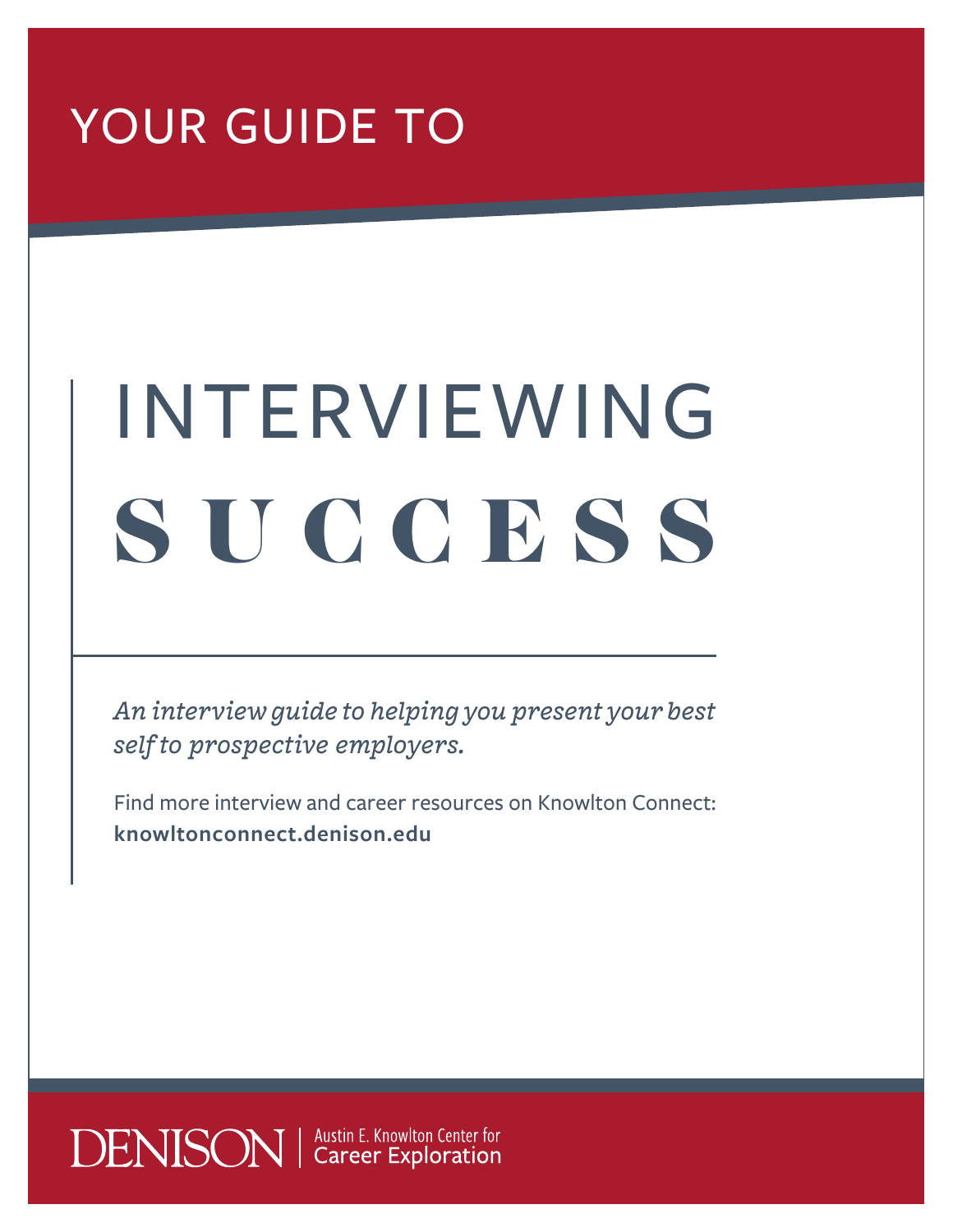YOUR GUIDE TO

# INTERVIEWING SUCCESS

*An interview guide to helping you present your best self to prospective employers.*

Find more interview and career resources on Knowlton Connect: **knowltonconnect.denison.edu**

DENISON | Austin E. Knowlton Center for Career Exploration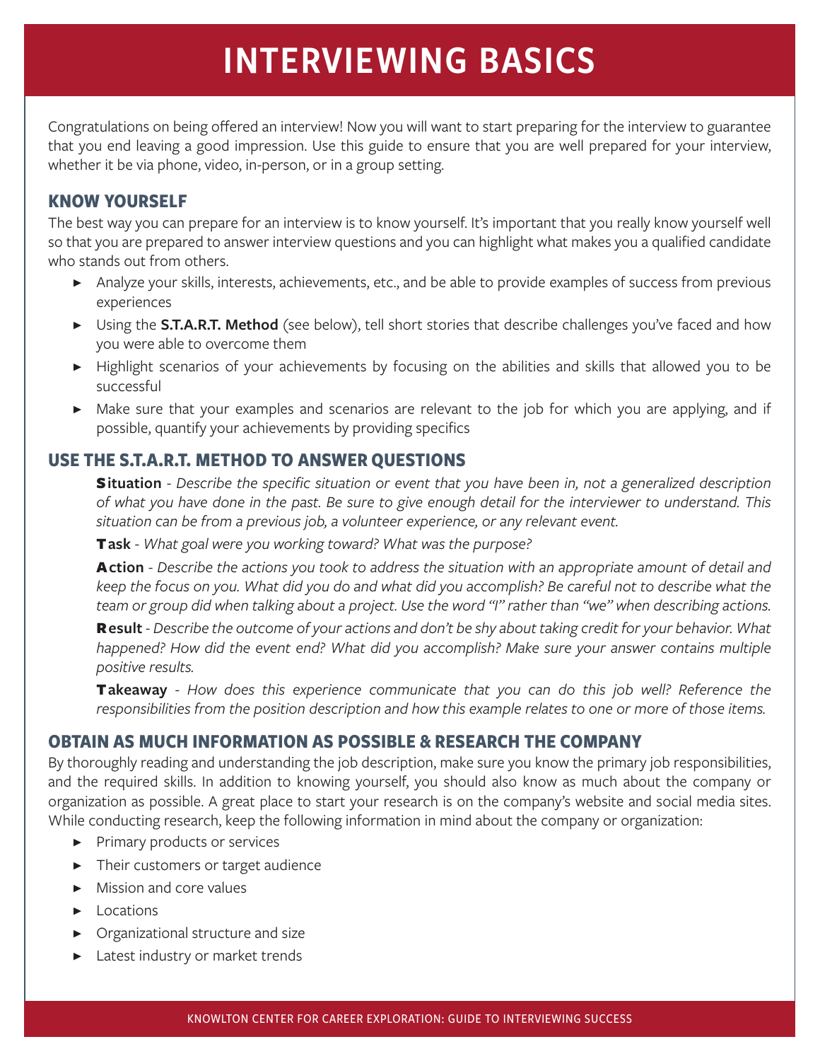# INTERVIEWING BASICS

Congratulations on being offered an interview! Now you will want to start preparing for the interview to guarantee that you end leaving a good impression. Use this guide to ensure that you are well prepared for your interview, whether it be via phone, video, in-person, or in a group setting.

## KNOW YOURSELF

The best way you can prepare for an interview is to know yourself. It's important that you really know yourself well so that you are prepared to answer interview questions and you can highlight what makes you a qualified candidate who stands out from others.

- Analyze your skills, interests, achievements, etc., and be able to provide examples of success from previous experiences
- Using the **S.T.A.R.T. Method** (see below), tell short stories that describe challenges you've faced and how you were able to overcome them
- Highlight scenarios of your achievements by focusing on the abilities and skills that allowed you to be successful
- Make sure that your examples and scenarios are relevant to the job for which you are applying, and if possible, quantify your achievements by providing specifics

## USE THE S.T.A.R.T. METHOD TO ANSWER QUESTIONS

**Situation** - *Describe the specific situation or event that you have been in, not a generalized description of what you have done in the past. Be sure to give enough detail for the interviewer to understand. This situation can be from a previous job, a volunteer experience, or any relevant event.*

**Task** - *What goal were you working toward? What was the purpose?*

**Action** - *Describe the actions you took to address the situation with an appropriate amount of detail and keep the focus on you. What did you do and what did you accomplish? Be careful not to describe what the team or group did when talking about a project. Use the word "I" rather than "we" when describing actions.*

**Result** - *Describe the outcome of your actions and don't be shy about taking credit for your behavior. What happened? How did the event end? What did you accomplish? Make sure your answer contains multiple positive results.*

**Takeaway** - *How does this experience communicate that you can do this job well? Reference the responsibilities from the position description and how this example relates to one or more of those items.*

## OBTAIN AS MUCH INFORMATION AS POSSIBLE & RESEARCH THE COMPANY

By thoroughly reading and understanding the job description, make sure you know the primary job responsibilities, and the required skills. In addition to knowing yourself, you should also know as much about the company or organization as possible. A great place to start your research is on the company's website and social media sites. While conducting research, keep the following information in mind about the company or organization:

- Primary products or services
- Their customers or target audience
- Mission and core values
- Locations
- Organizational structure and size
- Latest industry or market trends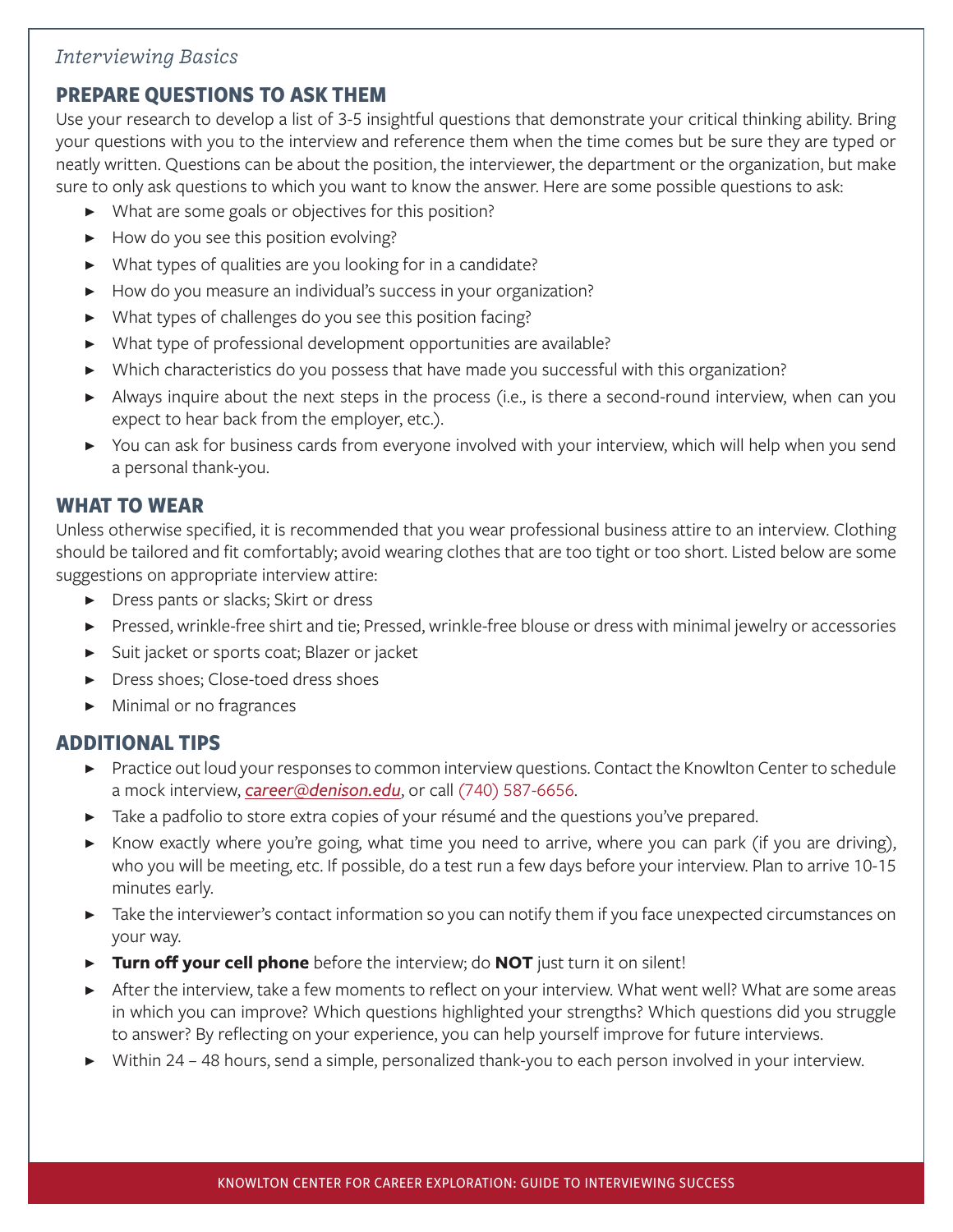*Interviewing Basics*

## PREPARE QUESTIONS TO ASK THEM

Use your research to develop a list of 3-5 insightful questions that demonstrate your critical thinking ability. Bring your questions with you to the interview and reference them when the time comes but be sure they are typed or neatly written. Questions can be about the position, the interviewer, the department or the organization, but make sure to only ask questions to which you want to know the answer. Here are some possible questions to ask:

- What are some goals or objectives for this position?
- How do you see this position evolving?
- What types of qualities are you looking for in a candidate?
- How do you measure an individual's success in your organization?
- What types of challenges do you see this position facing?
- What type of professional development opportunities are available?
- Which characteristics do you possess that have made you successful with this organization?
- Always inquire about the next steps in the process (i.e., is there a second-round interview, when can you expect to hear back from the employer, etc.).
- You can ask for business cards from everyone involved with your interview, which will help when you send a personal thank-you.

## WHAT TO WEAR

Unless otherwise specified, it is recommended that you wear professional business attire to an interview. Clothing should be tailored and fit comfortably; avoid wearing clothes that are too tight or too short. Listed below are some suggestions on appropriate interview attire:

- Dress pants or slacks; Skirt or dress
- Pressed, wrinkle-free shirt and tie; Pressed, wrinkle-free blouse or dress with minimal jewelry or accessories
- Suit jacket or sports coat; Blazer or jacket
- Dress shoes; Close-toed dress shoes
- Minimal or no fragrances

## ADDITIONAL TIPS

- Practice out loud your responses to common interview questions. Contact the Knowlton Center to schedule a mock interview, *career@denison.edu*, or call (740) 587-6656.
- Take a padfolio to store extra copies of your résumé and the questions you've prepared.
- Know exactly where you're going, what time you need to arrive, where you can park (if you are driving), who you will be meeting, etc. If possible, do a test run a few days before your interview. Plan to arrive 10-15 minutes early.
- Take the interviewer's contact information so you can notify them if you face unexpected circumstances on your way.
- **Turn off your cell phone** before the interview; do **NOT** just turn it on silent!
- After the interview, take a few moments to reflect on your interview. What went well? What are some areas in which you can improve? Which questions highlighted your strengths? Which questions did you struggle to answer? By reflecting on your experience, you can help yourself improve for future interviews.
- Within 24 – 48 hours, send a simple, personalized thank-you to each person involved in your interview.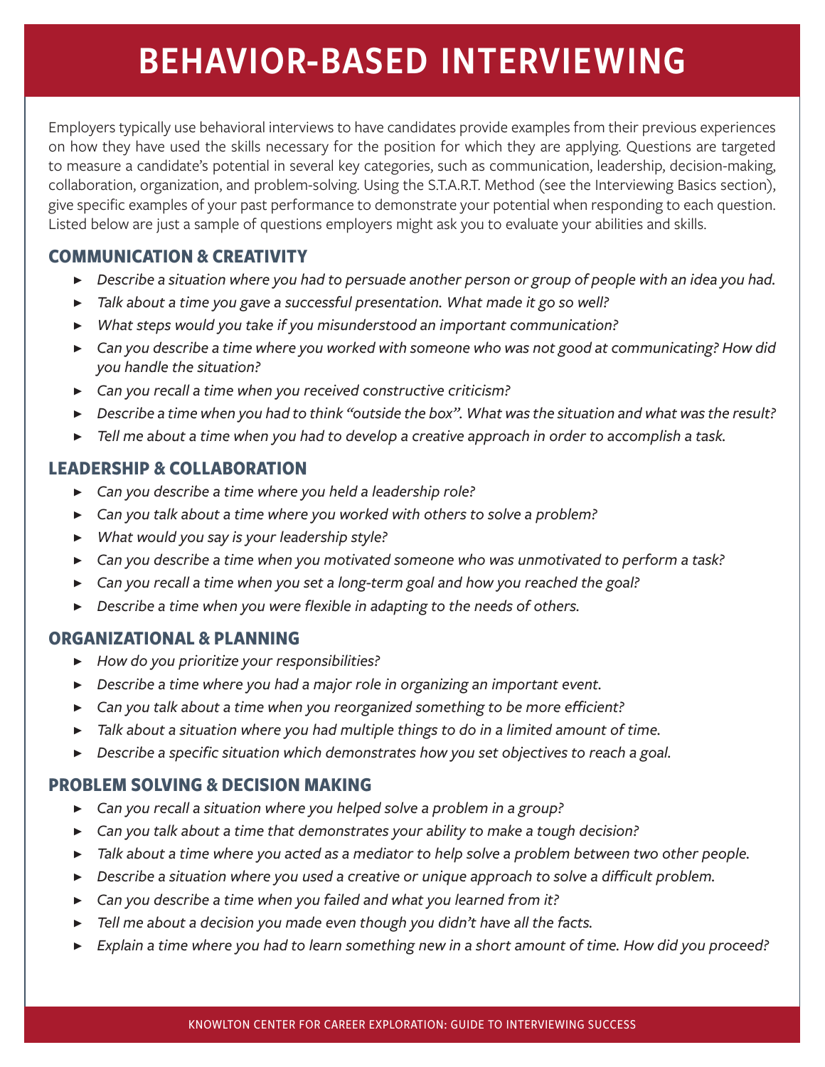# BEHAVIOR-BASED INTERVIEWING

Employers typically use behavioral interviews to have candidates provide examples from their previous experiences on how they have used the skills necessary for the position for which they are applying. Questions are targeted to measure a candidate's potential in several key categories, such as communication, leadership, decision-making, collaboration, organization, and problem-solving. Using the S.T.A.R.T. Method (see the Interviewing Basics section), give specific examples of your past performance to demonstrate your potential when responding to each question. Listed below are just a sample of questions employers might ask you to evaluate your abilities and skills.

## COMMUNICATION & CREATIVITY

- *Describe a situation where you had to persuade another person or group of people with an idea you had.*
- *Talk about a time you gave a successful presentation. What made it go so well?*
- *What steps would you take if you misunderstood an important communication?*
- *Can you describe a time where you worked with someone who was not good at communicating? How did you handle the situation?*
- *Can you recall a time when you received constructive criticism?*
- *Describe a time when you had to think "outside the box". What was the situation and what was the result?*
- *Tell me about a time when you had to develop a creative approach in order to accomplish a task.*

## LEADERSHIP & COLLABORATION

- *Can you describe a time where you held a leadership role?*
- *Can you talk about a time where you worked with others to solve a problem?*
- *What would you say is your leadership style?*
- *Can you describe a time when you motivated someone who was unmotivated to perform a task?*
- *Can you recall a time when you set a long-term goal and how you reached the goal?*
- *Describe a time when you were flexible in adapting to the needs of others.*

## ORGANIZATIONAL & PLANNING

- *How do you prioritize your responsibilities?*
- *Describe a time where you had a major role in organizing an important event.*
- *Can you talk about a time when you reorganized something to be more efficient?*
- *Talk about a situation where you had multiple things to do in a limited amount of time.*
- *Describe a specific situation which demonstrates how you set objectives to reach a goal.*

## PROBLEM SOLVING & DECISION MAKING

- *Can you recall a situation where you helped solve a problem in a group?*
- *Can you talk about a time that demonstrates your ability to make a tough decision?*
- *Talk about a time where you acted as a mediator to help solve a problem between two other people.*
- *Describe a situation where you used a creative or unique approach to solve a difficult problem.*
- *Can you describe a time when you failed and what you learned from it?*
- *Tell me about a decision you made even though you didn't have all the facts.*
- *Explain a time where you had to learn something new in a short amount of time. How did you proceed?*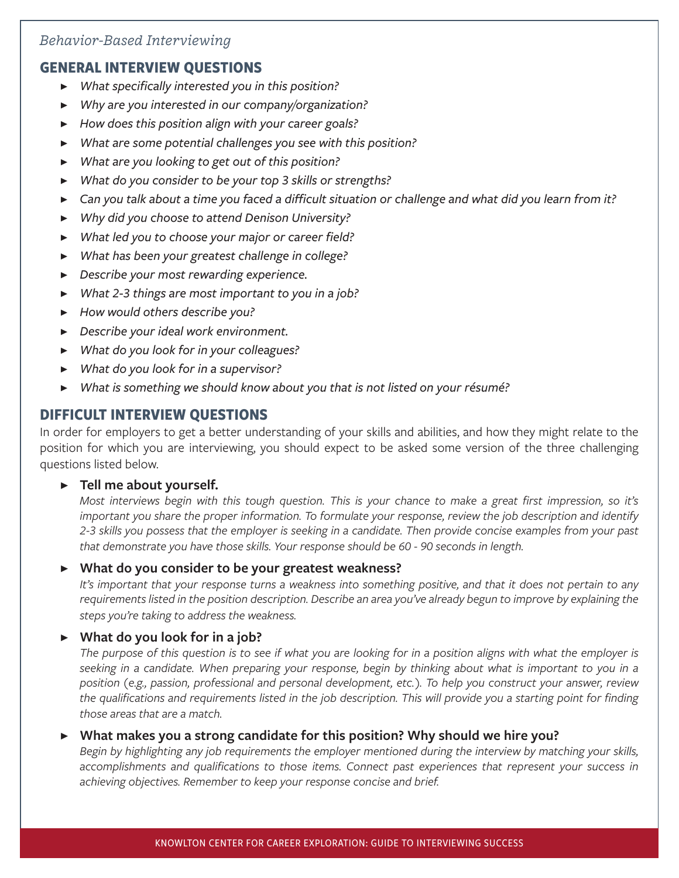*Behavior-Based Interviewing*

## GENERAL INTERVIEW QUESTIONS

- *What specifically interested you in this position?*
- *Why are you interested in our company/organization?*
- *How does this position align with your career goals?*
- *What are some potential challenges you see with this position?*
- *What are you looking to get out of this position?*
- *What do you consider to be your top 3 skills or strengths?*
- *Can you talk about a time you faced a difficult situation or challenge and what did you learn from it?*
- *Why did you choose to attend Denison University?*
- *What led you to choose your major or career field?*
- *What has been your greatest challenge in college?*
- *Describe your most rewarding experience.*
- *What 2-3 things are most important to you in a job?*
- *How would others describe you?*
- *Describe your ideal work environment.*
- *What do you look for in your colleagues?*
- *What do you look for in a supervisor?*
- *What is something we should know about you that is not listed on your résumé?*

## DIFFICULT INTERVIEW QUESTIONS

In order for employers to get a better understanding of your skills and abilities, and how they might relate to the position for which you are interviewing, you should expect to be asked some version of the three challenging questions listed below.

- **Tell me about yourself.**
  *Most interviews begin with this tough question. This is your chance to make a great first impression, so it's important you share the proper information. To formulate your response, review the job description and identify 2-3 skills you possess that the employer is seeking in a candidate. Then provide concise examples from your past that demonstrate you have those skills. Your response should be 60 - 90 seconds in length.*

- **What do you consider to be your greatest weakness?**
  *It's important that your response turns a weakness into something positive, and that it does not pertain to any requirements listed in the position description. Describe an area you've already begun to improve by explaining the steps you're taking to address the weakness.*

- **What do you look for in a job?**
  *The purpose of this question is to see if what you are looking for in a position aligns with what the employer is seeking in a candidate. When preparing your response, begin by thinking about what is important to you in a position (e.g., passion, professional and personal development, etc.). To help you construct your answer, review the qualifications and requirements listed in the job description. This will provide you a starting point for finding those areas that are a match.*

- **What makes you a strong candidate for this position? Why should we hire you?**
  *Begin by highlighting any job requirements the employer mentioned during the interview by matching your skills, accomplishments and qualifications to those items. Connect past experiences that represent your success in achieving objectives. Remember to keep your response concise and brief.*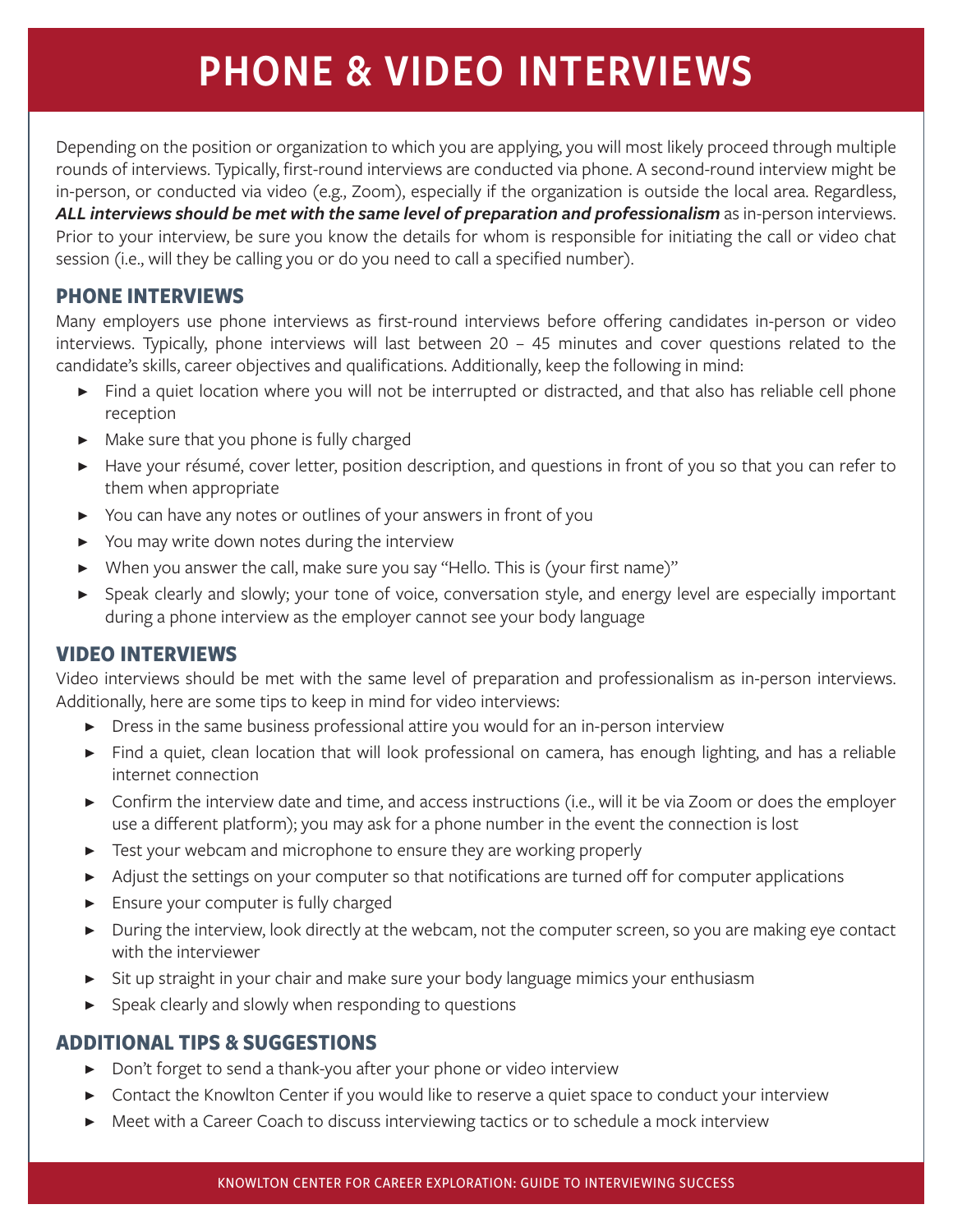# PHONE & VIDEO INTERVIEWS

Depending on the position or organization to which you are applying, you will most likely proceed through multiple rounds of interviews. Typically, first-round interviews are conducted via phone. A second-round interview might be in-person, or conducted via video (e.g., Zoom), especially if the organization is outside the local area. Regardless, ***ALL interviews should be met with the same level of preparation and professionalism*** as in-person interviews. Prior to your interview, be sure you know the details for whom is responsible for initiating the call or video chat session (i.e., will they be calling you or do you need to call a specified number).

## PHONE INTERVIEWS

Many employers use phone interviews as first-round interviews before offering candidates in-person or video interviews. Typically, phone interviews will last between 20 – 45 minutes and cover questions related to the candidate's skills, career objectives and qualifications. Additionally, keep the following in mind:

- Find a quiet location where you will not be interrupted or distracted, and that also has reliable cell phone reception
- Make sure that you phone is fully charged
- Have your résumé, cover letter, position description, and questions in front of you so that you can refer to them when appropriate
- You can have any notes or outlines of your answers in front of you
- You may write down notes during the interview
- When you answer the call, make sure you say "Hello. This is (your first name)"
- Speak clearly and slowly; your tone of voice, conversation style, and energy level are especially important during a phone interview as the employer cannot see your body language

## VIDEO INTERVIEWS

Video interviews should be met with the same level of preparation and professionalism as in-person interviews. Additionally, here are some tips to keep in mind for video interviews:

- Dress in the same business professional attire you would for an in-person interview
- Find a quiet, clean location that will look professional on camera, has enough lighting, and has a reliable internet connection
- Confirm the interview date and time, and access instructions (i.e., will it be via Zoom or does the employer use a different platform); you may ask for a phone number in the event the connection is lost
- Test your webcam and microphone to ensure they are working properly
- Adjust the settings on your computer so that notifications are turned off for computer applications
- Ensure your computer is fully charged
- During the interview, look directly at the webcam, not the computer screen, so you are making eye contact with the interviewer
- Sit up straight in your chair and make sure your body language mimics your enthusiasm
- Speak clearly and slowly when responding to questions

## ADDITIONAL TIPS & SUGGESTIONS

- Don't forget to send a thank-you after your phone or video interview
- Contact the Knowlton Center if you would like to reserve a quiet space to conduct your interview
- Meet with a Career Coach to discuss interviewing tactics or to schedule a mock interview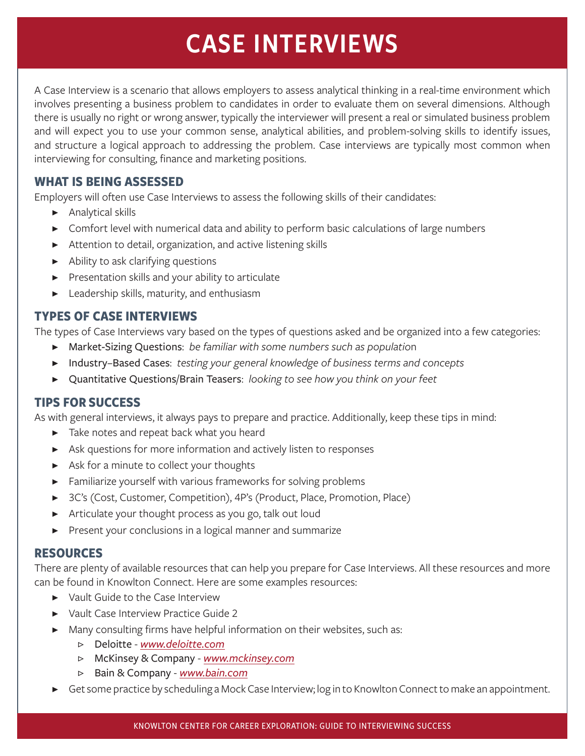# CASE INTERVIEWS

A Case Interview is a scenario that allows employers to assess analytical thinking in a real-time environment which involves presenting a business problem to candidates in order to evaluate them on several dimensions. Although there is usually no right or wrong answer, typically the interviewer will present a real or simulated business problem and will expect you to use your common sense, analytical abilities, and problem-solving skills to identify issues, and structure a logical approach to addressing the problem. Case interviews are typically most common when interviewing for consulting, finance and marketing positions.

## WHAT IS BEING ASSESSED

Employers will often use Case Interviews to assess the following skills of their candidates:

- Analytical skills
- Comfort level with numerical data and ability to perform basic calculations of large numbers
- Attention to detail, organization, and active listening skills
- Ability to ask clarifying questions
- Presentation skills and your ability to articulate
- Leadership skills, maturity, and enthusiasm

## TYPES OF CASE INTERVIEWS

The types of Case Interviews vary based on the types of questions asked and be organized into a few categories:

- Market-Sizing Questions: *be familiar with some numbers such as population*
- Industry–Based Cases: *testing your general knowledge of business terms and concepts*
- Quantitative Questions/Brain Teasers: *looking to see how you think on your feet*

## TIPS FOR SUCCESS

As with general interviews, it always pays to prepare and practice. Additionally, keep these tips in mind:

- Take notes and repeat back what you heard
- Ask questions for more information and actively listen to responses
- Ask for a minute to collect your thoughts
- Familiarize yourself with various frameworks for solving problems
- 3C's (Cost, Customer, Competition), 4P's (Product, Place, Promotion, Place)
- Articulate your thought process as you go, talk out loud
- Present your conclusions in a logical manner and summarize

## RESOURCES

There are plenty of available resources that can help you prepare for Case Interviews. All these resources and more can be found in Knowlton Connect. Here are some examples resources:

- Vault Guide to the Case Interview
- Vault Case Interview Practice Guide 2
- Many consulting firms have helpful information on their websites, such as:
  - Deloitte - *www.deloitte.com*
  - McKinsey & Company - *www.mckinsey.com*
  - Bain & Company - *www.bain.com*
- Get some practice by scheduling a Mock Case Interview; log in to Knowlton Connect to make an appointment.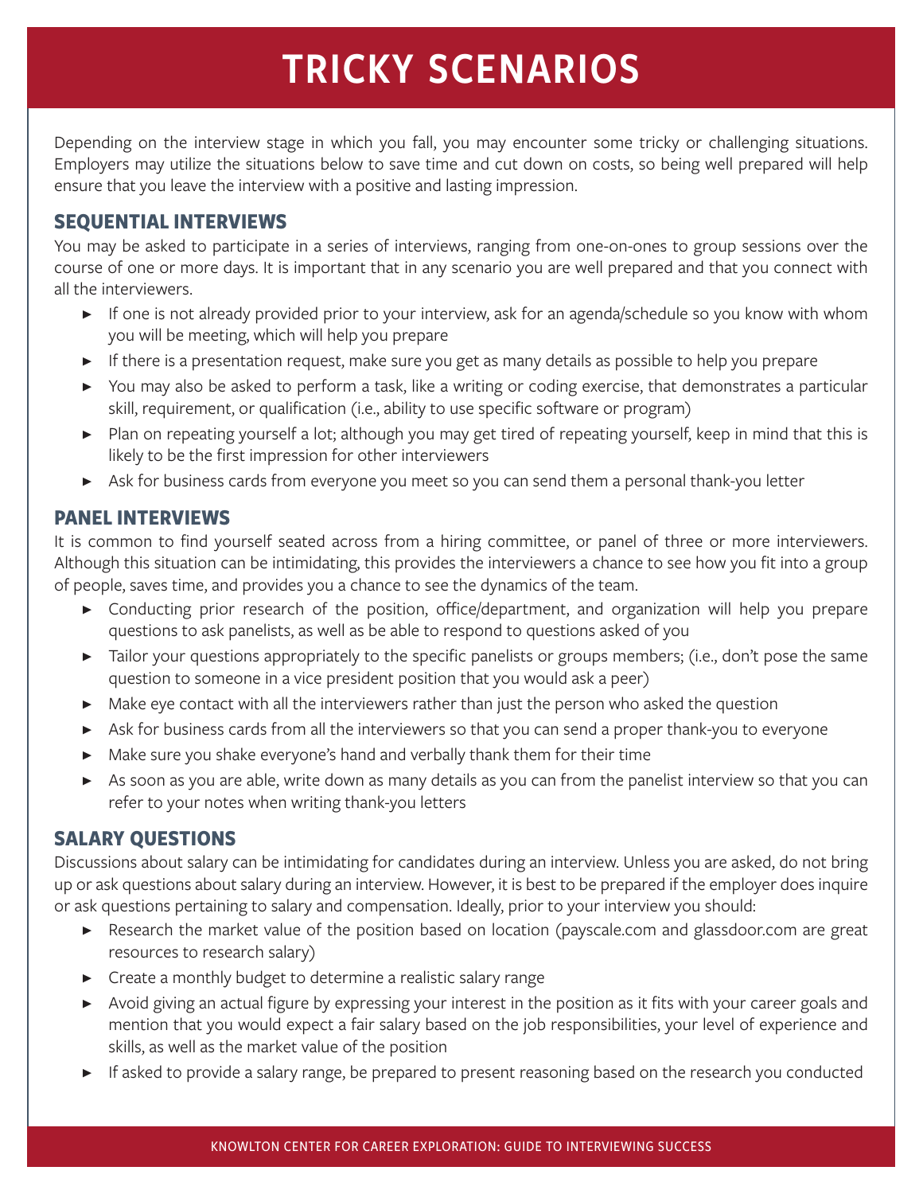# TRICKY SCENARIOS

Depending on the interview stage in which you fall, you may encounter some tricky or challenging situations. Employers may utilize the situations below to save time and cut down on costs, so being well prepared will help ensure that you leave the interview with a positive and lasting impression.

## SEQUENTIAL INTERVIEWS

You may be asked to participate in a series of interviews, ranging from one-on-ones to group sessions over the course of one or more days. It is important that in any scenario you are well prepared and that you connect with all the interviewers.

- If one is not already provided prior to your interview, ask for an agenda/schedule so you know with whom you will be meeting, which will help you prepare
- If there is a presentation request, make sure you get as many details as possible to help you prepare
- You may also be asked to perform a task, like a writing or coding exercise, that demonstrates a particular skill, requirement, or qualification (i.e., ability to use specific software or program)
- Plan on repeating yourself a lot; although you may get tired of repeating yourself, keep in mind that this is likely to be the first impression for other interviewers
- Ask for business cards from everyone you meet so you can send them a personal thank-you letter

## PANEL INTERVIEWS

It is common to find yourself seated across from a hiring committee, or panel of three or more interviewers. Although this situation can be intimidating, this provides the interviewers a chance to see how you fit into a group of people, saves time, and provides you a chance to see the dynamics of the team.

- Conducting prior research of the position, office/department, and organization will help you prepare questions to ask panelists, as well as be able to respond to questions asked of you
- Tailor your questions appropriately to the specific panelists or groups members; (i.e., don't pose the same question to someone in a vice president position that you would ask a peer)
- Make eye contact with all the interviewers rather than just the person who asked the question
- Ask for business cards from all the interviewers so that you can send a proper thank-you to everyone
- Make sure you shake everyone's hand and verbally thank them for their time
- As soon as you are able, write down as many details as you can from the panelist interview so that you can refer to your notes when writing thank-you letters

## SALARY QUESTIONS

Discussions about salary can be intimidating for candidates during an interview. Unless you are asked, do not bring up or ask questions about salary during an interview. However, it is best to be prepared if the employer does inquire or ask questions pertaining to salary and compensation. Ideally, prior to your interview you should:

- Research the market value of the position based on location (payscale.com and glassdoor.com are great resources to research salary)
- Create a monthly budget to determine a realistic salary range
- Avoid giving an actual figure by expressing your interest in the position as it fits with your career goals and mention that you would expect a fair salary based on the job responsibilities, your level of experience and skills, as well as the market value of the position
- If asked to provide a salary range, be prepared to present reasoning based on the research you conducted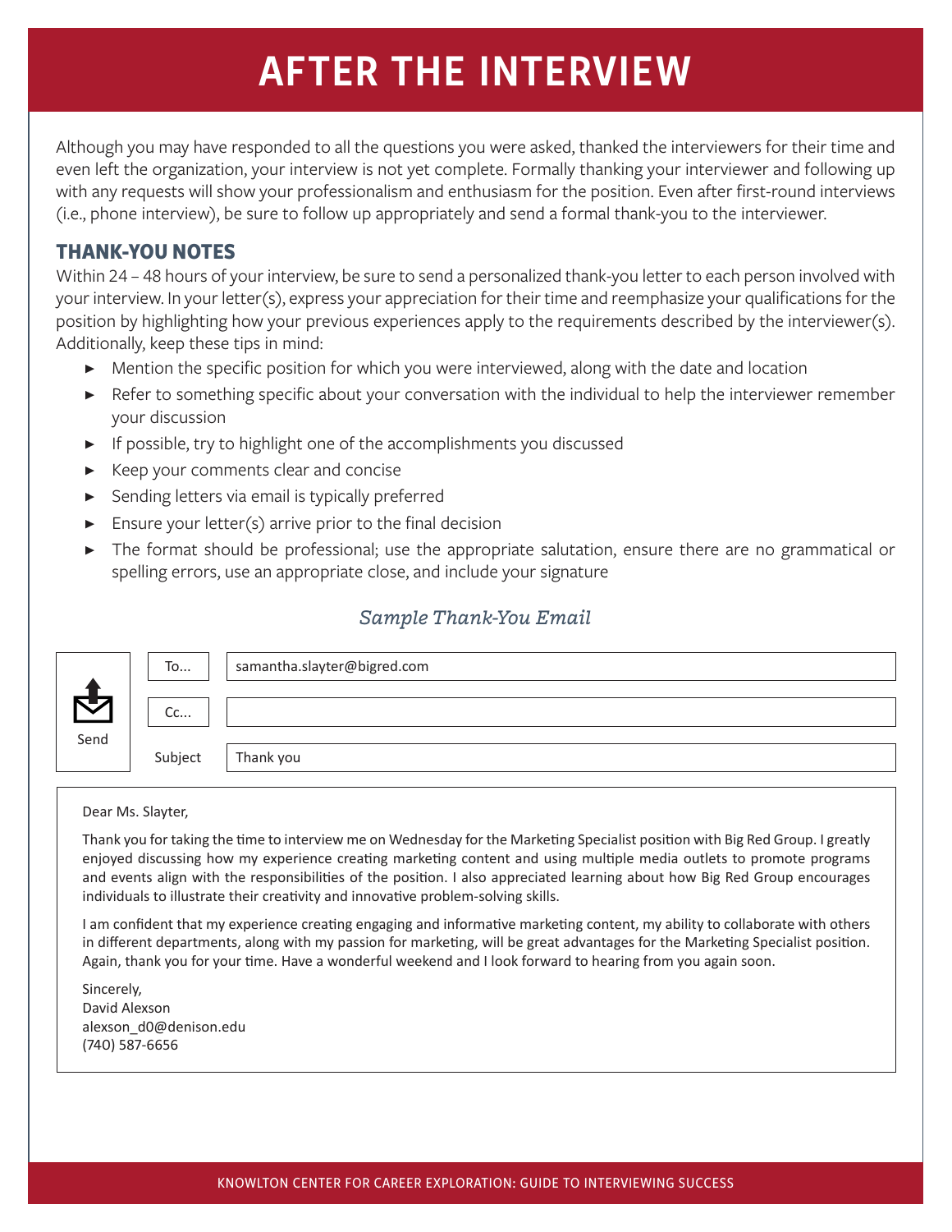# AFTER THE INTERVIEW

Although you may have responded to all the questions you were asked, thanked the interviewers for their time and even left the organization, your interview is not yet complete. Formally thanking your interviewer and following up with any requests will show your professionalism and enthusiasm for the position. Even after first-round interviews (i.e., phone interview), be sure to follow up appropriately and send a formal thank-you to the interviewer.

## THANK-YOU NOTES

Within 24 – 48 hours of your interview, be sure to send a personalized thank-you letter to each person involved with your interview. In your letter(s), express your appreciation for their time and reemphasize your qualifications for the position by highlighting how your previous experiences apply to the requirements described by the interviewer(s). Additionally, keep these tips in mind:

- Mention the specific position for which you were interviewed, along with the date and location
- Refer to something specific about your conversation with the individual to help the interviewer remember your discussion
- If possible, try to highlight one of the accomplishments you discussed
- Keep your comments clear and concise
- Sending letters via email is typically preferred
- Ensure your letter(s) arrive prior to the final decision
- The format should be professional; use the appropriate salutation, ensure there are no grammatical or spelling errors, use an appropriate close, and include your signature

*Sample Thank-You Email*

Send

To... samantha.slayter@bigred.com

Cc...

Subject: Thank you

Dear Ms. Slayter,

Thank you for taking the time to interview me on Wednesday for the Marketing Specialist position with Big Red Group. I greatly enjoyed discussing how my experience creating marketing content and using multiple media outlets to promote programs and events align with the responsibilities of the position. I also appreciated learning about how Big Red Group encourages individuals to illustrate their creativity and innovative problem-solving skills.

I am confident that my experience creating engaging and informative marketing content, my ability to collaborate with others in different departments, along with my passion for marketing, will be great advantages for the Marketing Specialist position. Again, thank you for your time. Have a wonderful weekend and I look forward to hearing from you again soon.

Sincerely,
David Alexson
alexson_d0@denison.edu
(740) 587-6656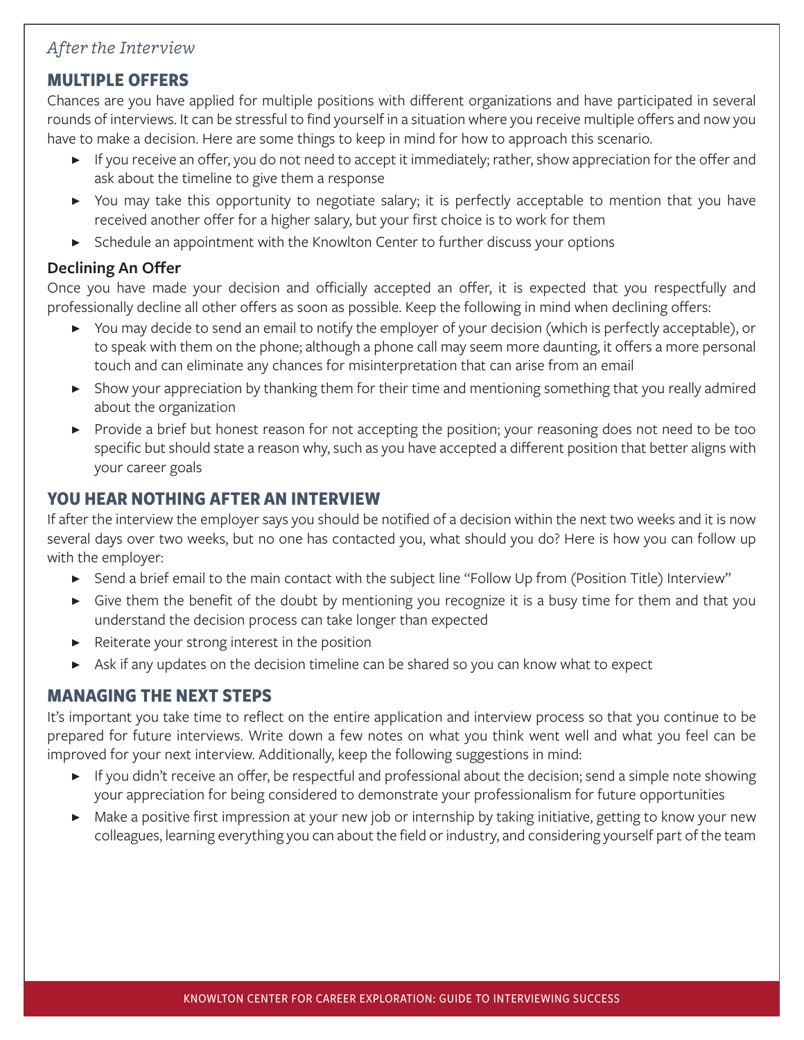*After the Interview*

## MULTIPLE OFFERS

Chances are you have applied for multiple positions with different organizations and have participated in several rounds of interviews. It can be stressful to find yourself in a situation where you receive multiple offers and now you have to make a decision. Here are some things to keep in mind for how to approach this scenario.

- If you receive an offer, you do not need to accept it immediately; rather, show appreciation for the offer and ask about the timeline to give them a response
- You may take this opportunity to negotiate salary; it is perfectly acceptable to mention that you have received another offer for a higher salary, but your first choice is to work for them
- Schedule an appointment with the Knowlton Center to further discuss your options

### Declining An Offer

Once you have made your decision and officially accepted an offer, it is expected that you respectfully and professionally decline all other offers as soon as possible. Keep the following in mind when declining offers:

- You may decide to send an email to notify the employer of your decision (which is perfectly acceptable), or to speak with them on the phone; although a phone call may seem more daunting, it offers a more personal touch and can eliminate any chances for misinterpretation that can arise from an email
- Show your appreciation by thanking them for their time and mentioning something that you really admired about the organization
- Provide a brief but honest reason for not accepting the position; your reasoning does not need to be too specific but should state a reason why, such as you have accepted a different position that better aligns with your career goals

## YOU HEAR NOTHING AFTER AN INTERVIEW

If after the interview the employer says you should be notified of a decision within the next two weeks and it is now several days over two weeks, but no one has contacted you, what should you do? Here is how you can follow up with the employer:

- Send a brief email to the main contact with the subject line "Follow Up from (Position Title) Interview"
- Give them the benefit of the doubt by mentioning you recognize it is a busy time for them and that you understand the decision process can take longer than expected
- Reiterate your strong interest in the position
- Ask if any updates on the decision timeline can be shared so you can know what to expect

## MANAGING THE NEXT STEPS

It's important you take time to reflect on the entire application and interview process so that you continue to be prepared for future interviews. Write down a few notes on what you think went well and what you feel can be improved for your next interview. Additionally, keep the following suggestions in mind:

- If you didn't receive an offer, be respectful and professional about the decision; send a simple note showing your appreciation for being considered to demonstrate your professionalism for future opportunities
- Make a positive first impression at your new job or internship by taking initiative, getting to know your new colleagues, learning everything you can about the field or industry, and considering yourself part of the team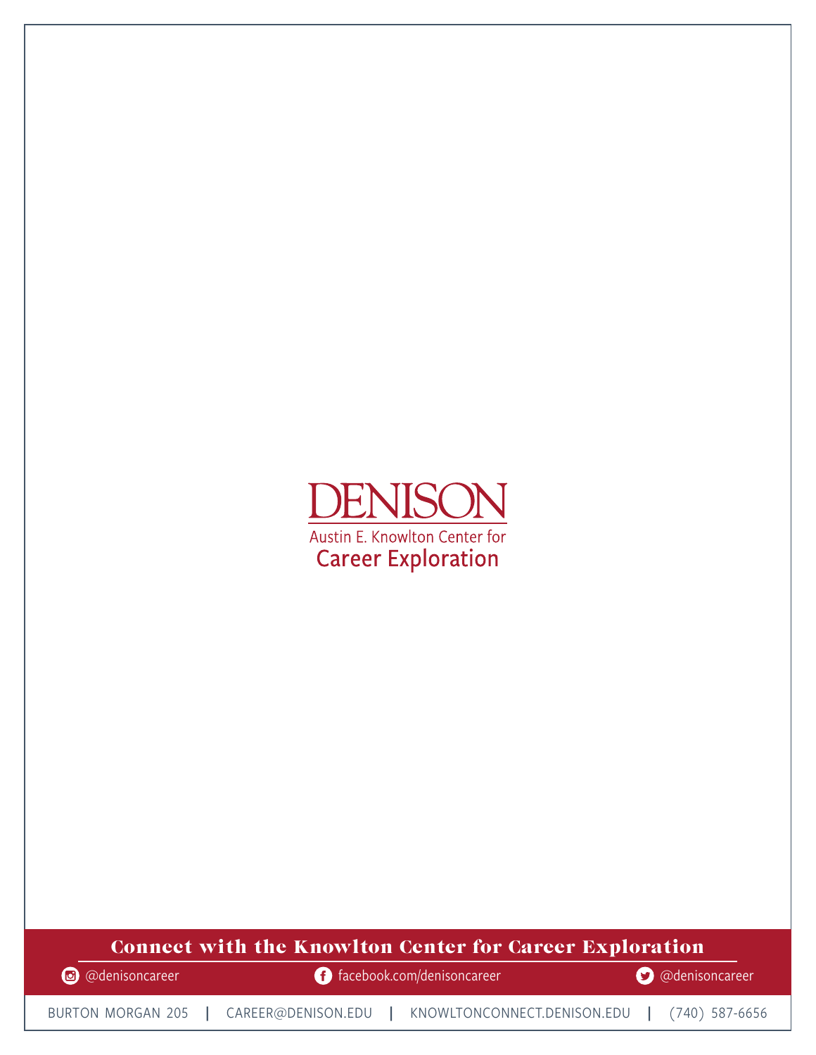DENISON

Austin E. Knowlton Center for

Career Exploration

## Connect with the Knowlton Center for Career Exploration

@denisoncareer | facebook.com/denisoncareer | @denisoncareer

BURTON MORGAN 205 | CAREER@DENISON.EDU | KNOWLTONCONNECT.DENISON.EDU | (740) 587-6656